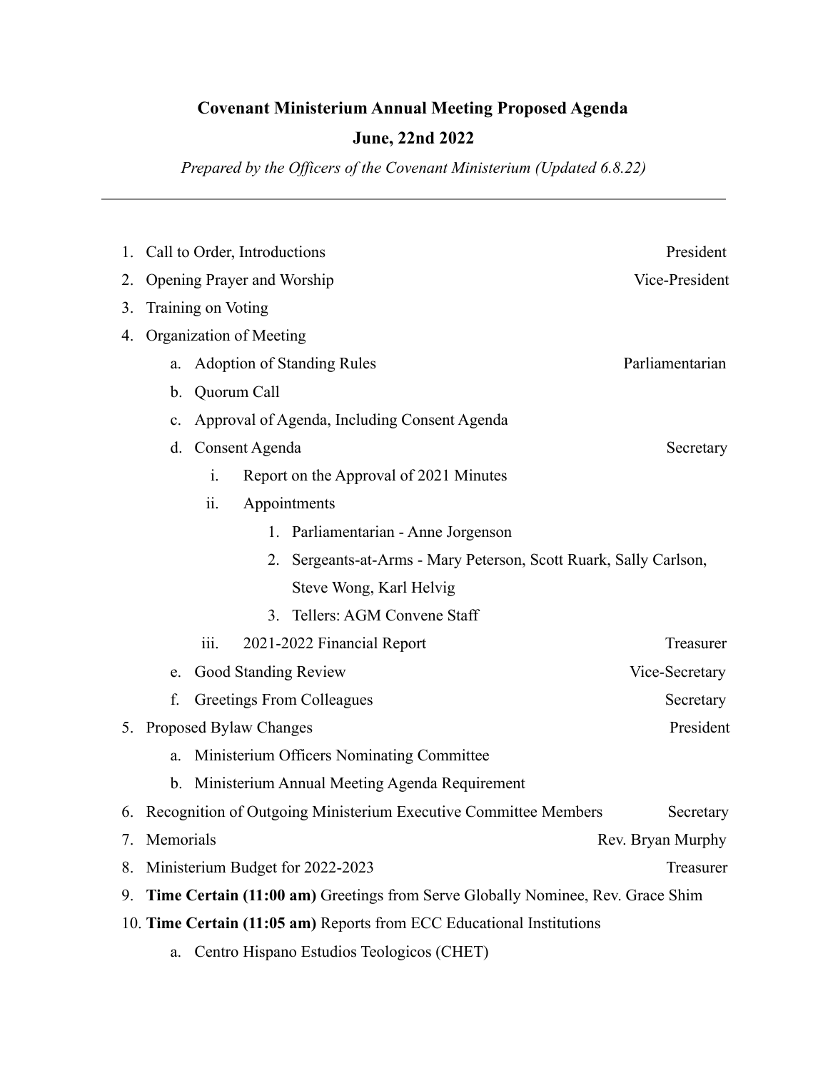# Covenant Ministerium Annual Meeting Proposed Agenda

## June, 22nd 2022

*Prepared by the Officers of the Covenant Ministerium (Updated 6.8.22)*

---

1. Call to Order, Introductions — President
2. Opening Prayer and Worship — Vice-President
3. Training on Voting
4. Organization of Meeting
    a. Adoption of Standing Rules — Parliamentarian
    b. Quorum Call
    c. Approval of Agenda, Including Consent Agenda
    d. Consent Agenda — Secretary
        i. Report on the Approval of 2021 Minutes
        ii. Appointments
            1. Parliamentarian - Anne Jorgenson
            2. Sergeants-at-Arms - Mary Peterson, Scott Ruark, Sally Carlson, Steve Wong, Karl Helvig
            3. Tellers: AGM Convene Staff
        iii. 2021-2022 Financial Report — Treasurer
    e. Good Standing Review — Vice-Secretary
    f. Greetings From Colleagues — Secretary
5. Proposed Bylaw Changes — President
    a. Ministerium Officers Nominating Committee
    b. Ministerium Annual Meeting Agenda Requirement
6. Recognition of Outgoing Ministerium Executive Committee Members — Secretary
7. Memorials — Rev. Bryan Murphy
8. Ministerium Budget for 2022-2023 — Treasurer
9. **Time Certain (11:00 am)** Greetings from Serve Globally Nominee, Rev. Grace Shim
10. **Time Certain (11:05 am)** Reports from ECC Educational Institutions
    a. Centro Hispano Estudios Teologicos (CHET)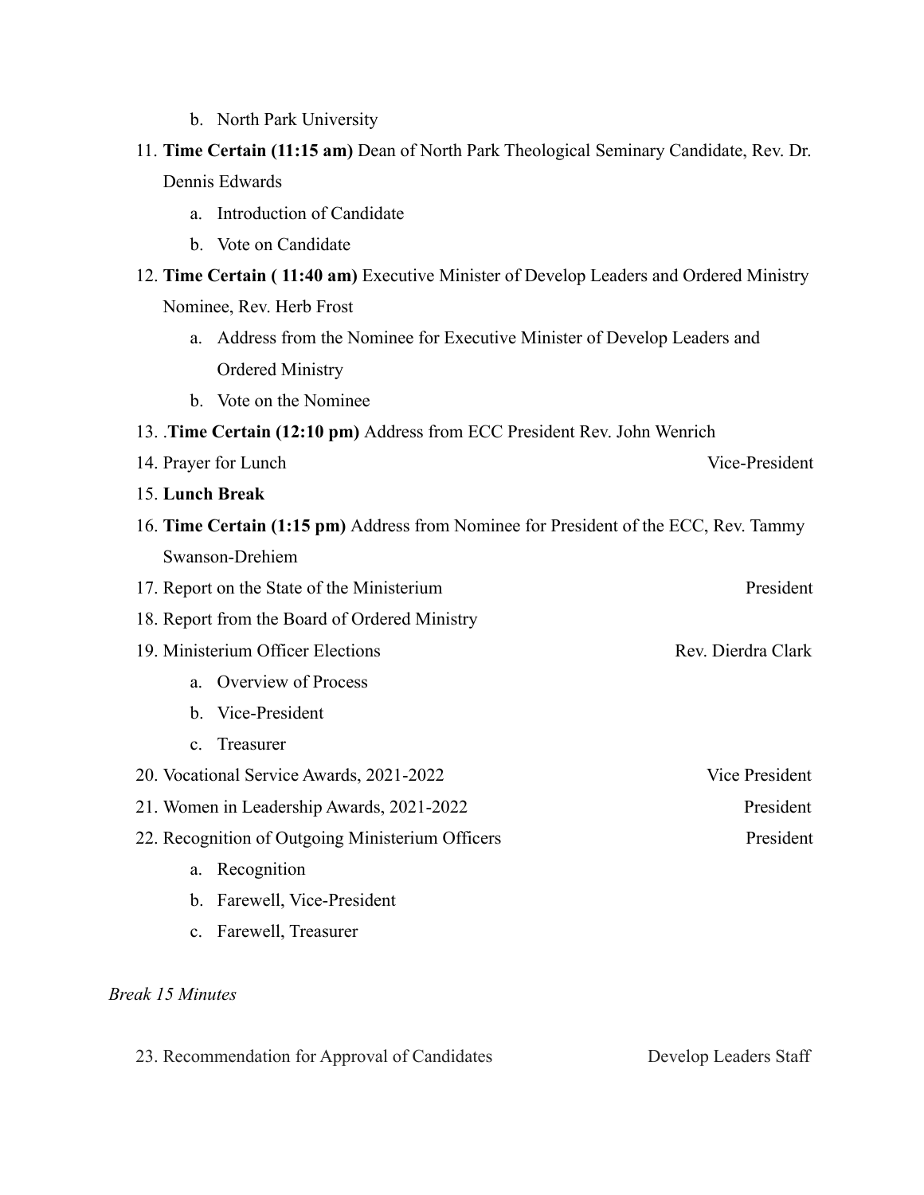b. North Park University

11. **Time Certain (11:15 am)** Dean of North Park Theological Seminary Candidate, Rev. Dr. Dennis Edwards
    a. Introduction of Candidate
    b. Vote on Candidate
12. **Time Certain ( 11:40 am)** Executive Minister of Develop Leaders and Ordered Ministry Nominee, Rev. Herb Frost
    a. Address from the Nominee for Executive Minister of Develop Leaders and Ordered Ministry
    b. Vote on the Nominee
13. .**Time Certain (12:10 pm)** Address from ECC President Rev. John Wenrich
14. Prayer for Lunch — Vice-President
15. **Lunch Break**
16. **Time Certain (1:15 pm)** Address from Nominee for President of the ECC, Rev. Tammy Swanson-Drehiem
17. Report on the State of the Ministerium — President
18. Report from the Board of Ordered Ministry
19. Ministerium Officer Elections — Rev. Dierdra Clark
    a. Overview of Process
    b. Vice-President
    c. Treasurer
20. Vocational Service Awards, 2021-2022 — Vice President
21. Women in Leadership Awards, 2021-2022 — President
22. Recognition of Outgoing Ministerium Officers — President
    a. Recognition
    b. Farewell, Vice-President
    c. Farewell, Treasurer

*Break 15 Minutes*

23. Recommendation for Approval of Candidates — Develop Leaders Staff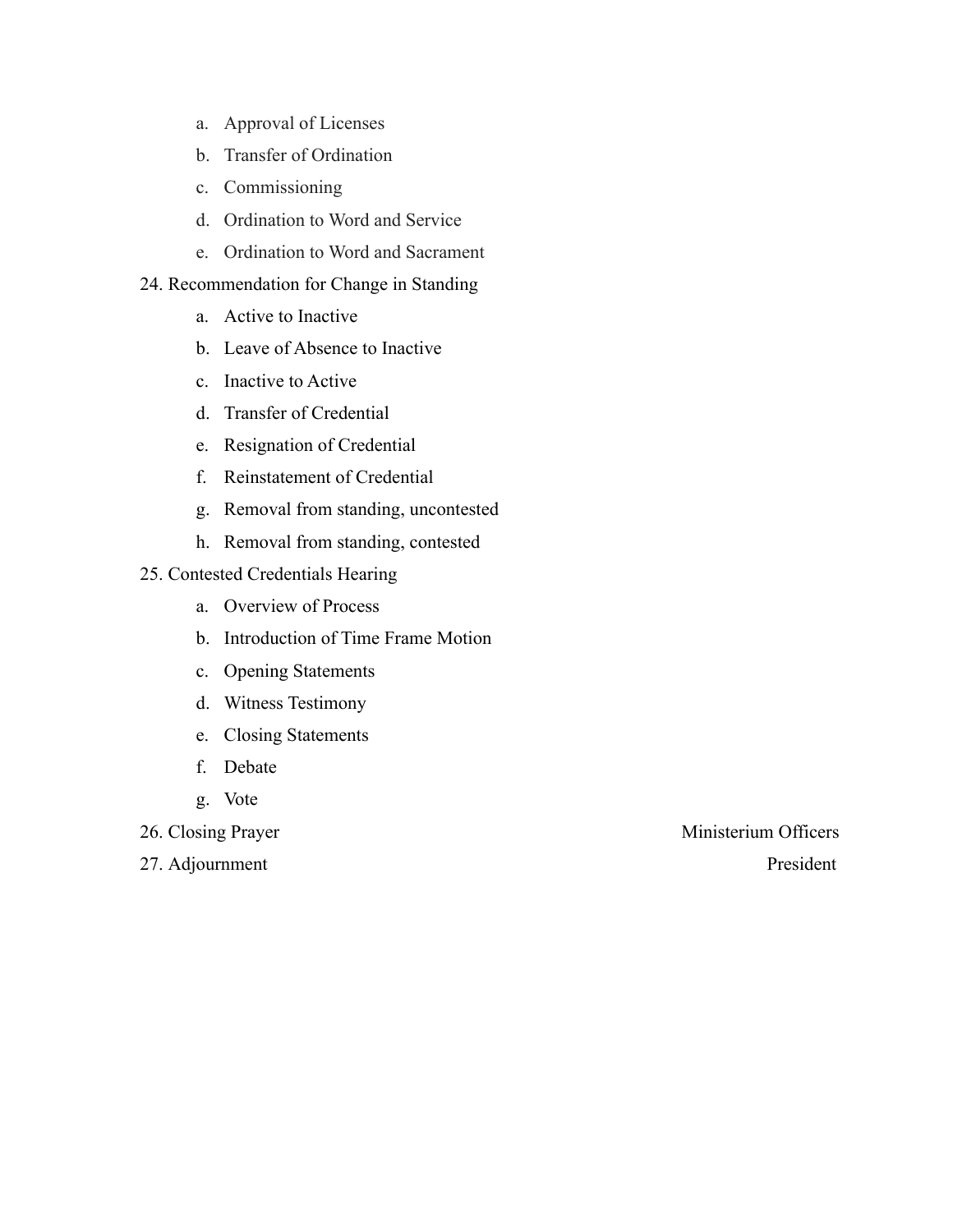a. Approval of Licenses
   b. Transfer of Ordination
   c. Commissioning
   d. Ordination to Word and Service
   e. Ordination to Word and Sacrament

24. Recommendation for Change in Standing
   a. Active to Inactive
   b. Leave of Absence to Inactive
   c. Inactive to Active
   d. Transfer of Credential
   e. Resignation of Credential
   f. Reinstatement of Credential
   g. Removal from standing, uncontested
   h. Removal from standing, contested

25. Contested Credentials Hearing
   a. Overview of Process
   b. Introduction of Time Frame Motion
   c. Opening Statements
   d. Witness Testimony
   e. Closing Statements
   f. Debate
   g. Vote

26. Closing Prayer — Ministerium Officers

27. Adjournment — President